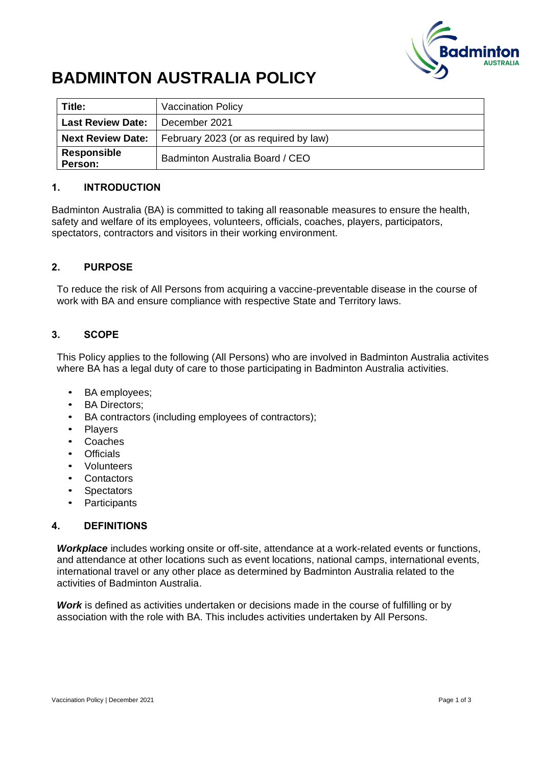# BADMINTON AUSTRALIA POLICY

| Title: | Vaccination Policy |
|---|---|
| **Last Review Date:** | December 2021 |
| **Next Review Date:** | February 2023 (or as required by law) |
| **Responsible Person:** | Badminton Australia Board / CEO |

## 1. INTRODUCTION

Badminton Australia (BA) is committed to taking all reasonable measures to ensure the health, safety and welfare of its employees, volunteers, officials, coaches, players, participators, spectators, contractors and visitors in their working environment.

## 2. PURPOSE

To reduce the risk of All Persons from acquiring a vaccine-preventable disease in the course of work with BA and ensure compliance with respective State and Territory laws.

## 3. SCOPE

This Policy applies to the following (All Persons) who are involved in Badminton Australia activites where BA has a legal duty of care to those participating in Badminton Australia activities.

- BA employees;
- BA Directors;
- BA contractors (including employees of contractors);
- Players
- Coaches
- Officials
- Volunteers
- Contactors
- Spectators
- Participants

## 4. DEFINITIONS

***Workplace*** includes working onsite or off-site, attendance at a work-related events or functions, and attendance at other locations such as event locations, national camps, international events, international travel or any other place as determined by Badminton Australia related to the activities of Badminton Australia.

***Work*** is defined as activities undertaken or decisions made in the course of fulfilling or by association with the role with BA. This includes activities undertaken by All Persons.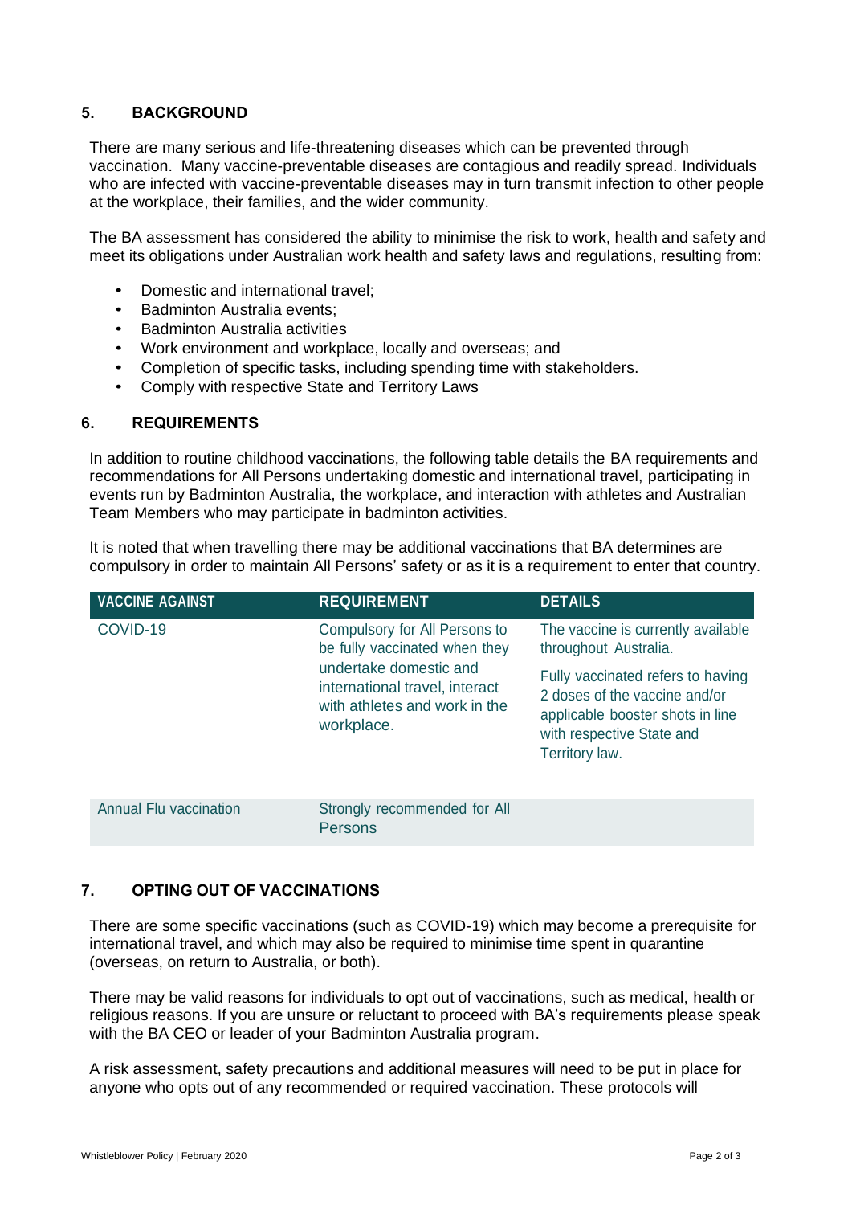## 5. BACKGROUND

There are many serious and life-threatening diseases which can be prevented through vaccination. Many vaccine-preventable diseases are contagious and readily spread. Individuals who are infected with vaccine-preventable diseases may in turn transmit infection to other people at the workplace, their families, and the wider community.

The BA assessment has considered the ability to minimise the risk to work, health and safety and meet its obligations under Australian work health and safety laws and regulations, resulting from:

- Domestic and international travel;
- Badminton Australia events;
- Badminton Australia activities
- Work environment and workplace, locally and overseas; and
- Completion of specific tasks, including spending time with stakeholders.
- Comply with respective State and Territory Laws

## 6. REQUIREMENTS

In addition to routine childhood vaccinations, the following table details the BA requirements and recommendations for All Persons undertaking domestic and international travel, participating in events run by Badminton Australia, the workplace, and interaction with athletes and Australian Team Members who may participate in badminton activities.

It is noted that when travelling there may be additional vaccinations that BA determines are compulsory in order to maintain All Persons' safety or as it is a requirement to enter that country.

| VACCINE AGAINST | REQUIREMENT | DETAILS |
|---|---|---|
| COVID-19 | Compulsory for All Persons to be fully vaccinated when they undertake domestic and international travel, interact with athletes and work in the workplace. | The vaccine is currently available throughout Australia.<br><br>Fully vaccinated refers to having 2 doses of the vaccine and/or applicable booster shots in line with respective State and Territory law. |
| Annual Flu vaccination | Strongly recommended for All Persons | |

## 7. OPTING OUT OF VACCINATIONS

There are some specific vaccinations (such as COVID-19) which may become a prerequisite for international travel, and which may also be required to minimise time spent in quarantine (overseas, on return to Australia, or both).

There may be valid reasons for individuals to opt out of vaccinations, such as medical, health or religious reasons. If you are unsure or reluctant to proceed with BA's requirements please speak with the BA CEO or leader of your Badminton Australia program.

A risk assessment, safety precautions and additional measures will need to be put in place for anyone who opts out of any recommended or required vaccination. These protocols will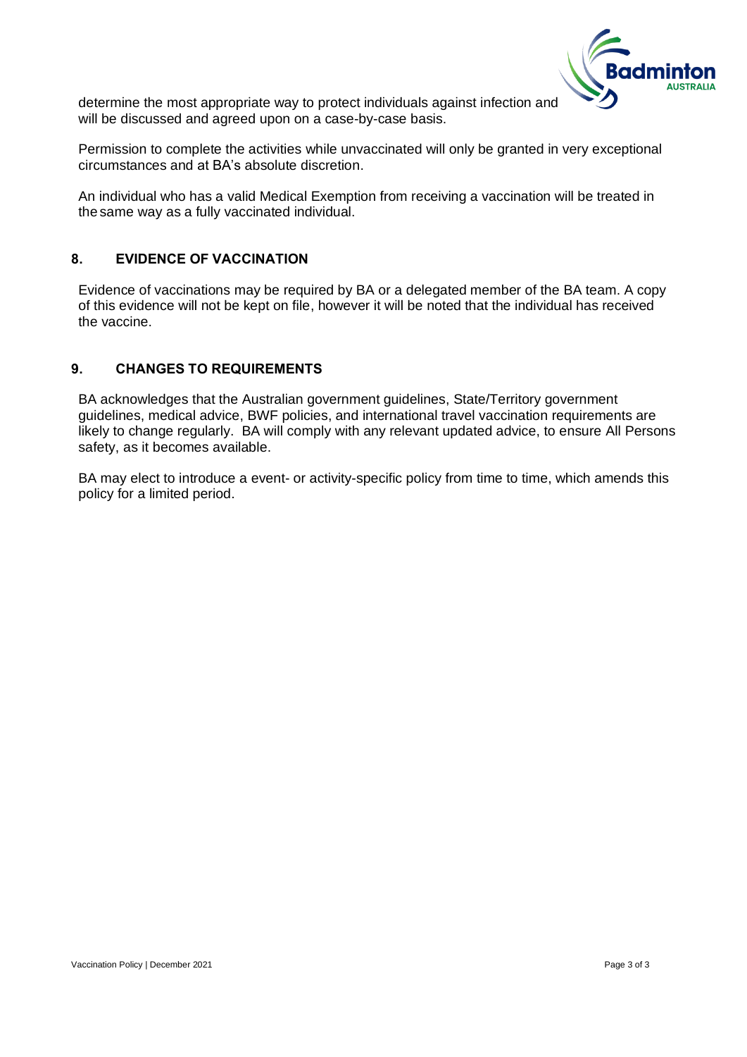determine the most appropriate way to protect individuals against infection and will be discussed and agreed upon on a case-by-case basis.

Permission to complete the activities while unvaccinated will only be granted in very exceptional circumstances and at BA's absolute discretion.

An individual who has a valid Medical Exemption from receiving a vaccination will be treated in the same way as a fully vaccinated individual.

## 8. EVIDENCE OF VACCINATION

Evidence of vaccinations may be required by BA or a delegated member of the BA team. A copy of this evidence will not be kept on file, however it will be noted that the individual has received the vaccine.

## 9. CHANGES TO REQUIREMENTS

BA acknowledges that the Australian government guidelines, State/Territory government guidelines, medical advice, BWF policies, and international travel vaccination requirements are likely to change regularly. BA will comply with any relevant updated advice, to ensure All Persons safety, as it becomes available.

BA may elect to introduce a event- or activity-specific policy from time to time, which amends this policy for a limited period.